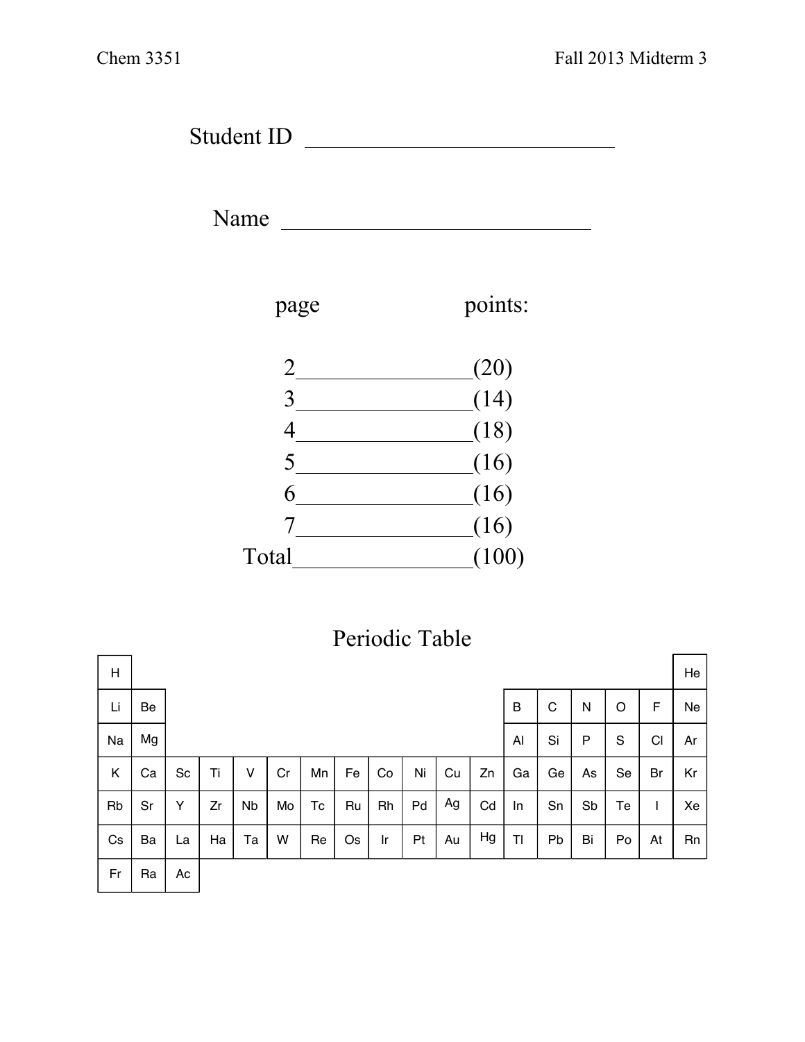Student ID ___________________________

Name ___________________________

| page | points: |
| --- | --- |
| 2 ________________ | (20) |
| 3 ________________ | (14) |
| 4 ________________ | (18) |
| 5 ________________ | (16) |
| 6 ________________ | (16) |
| 7 ________________ | (16) |
| Total ________________ | (100) |

## Periodic Table

| | | | | | | | | | | | | | | | | | |
| --- | --- | --- | --- | --- | --- | --- | --- | --- | --- | --- | --- | --- | --- | --- | --- | --- | --- |
| H | | | | | | | | | | | | | | | | | He |
| Li | Be | | | | | | | | | | | B | C | N | O | F | Ne |
| Na | Mg | | | | | | | | | | | Al | Si | P | S | Cl | Ar |
| K | Ca | Sc | Ti | V | Cr | Mn | Fe | Co | Ni | Cu | Zn | Ga | Ge | As | Se | Br | Kr |
| Rb | Sr | Y | Zr | Nb | Mo | Tc | Ru | Rh | Pd | Ag | Cd | In | Sn | Sb | Te | I | Xe |
| Cs | Ba | La | Ha | Ta | W | Re | Os | Ir | Pt | Au | Hg | Tl | Pb | Bi | Po | At | Rn |
| Fr | Ra | Ac | | | | | | | | | | | | | | | |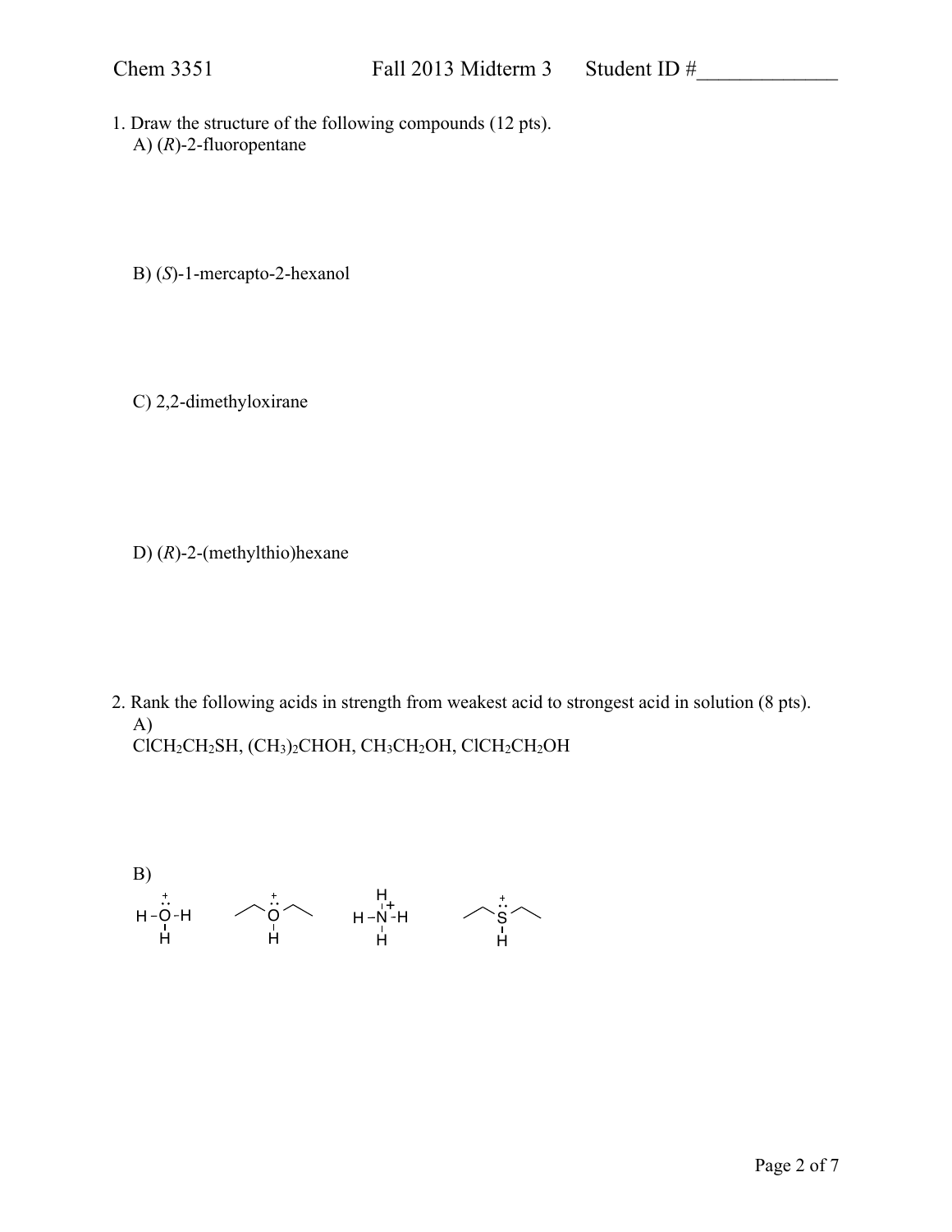1. Draw the structure of the following compounds (12 pts).

A) (*R*)-2-fluoropentane

B) (*S*)-1-mercapto-2-hexanol

C) 2,2-dimethyloxirane

D) (*R*)-2-(methylthio)hexane

2. Rank the following acids in strength from weakest acid to strongest acid in solution (8 pts).

A)

$ClCH_2CH_2SH$, $(CH_3)_2CHOH$, $CH_3CH_2OH$, $ClCH_2CH_2OH$

B)

$H_3O^+$ $\qquad (CH_3CH_2)_2OH^+$ $\qquad NH_4^+$ $\qquad (CH_3CH_2)_2SH^+$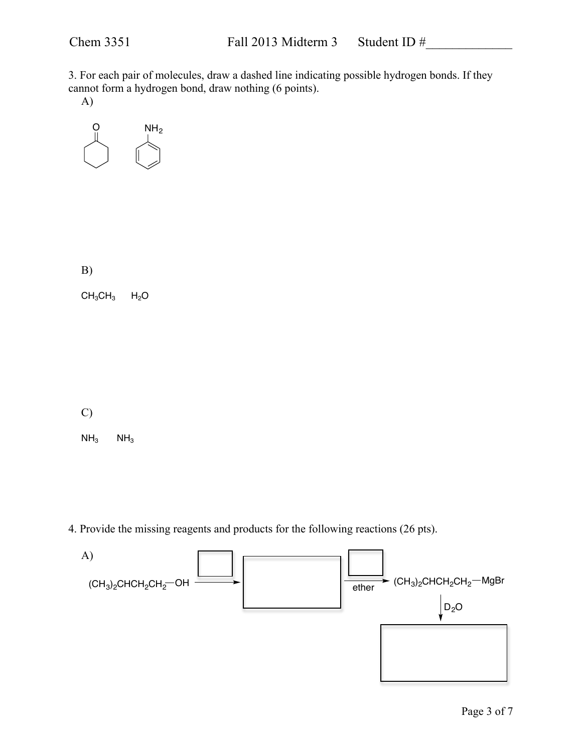3. For each pair of molecules, draw a dashed line indicating possible hydrogen bonds. If they cannot form a hydrogen bond, draw nothing (6 points).

A)

B)

$CH_3CH_3$ $H_2O$

C)

$NH_3$ $NH_3$

4. Provide the missing reagents and products for the following reactions (26 pts).

A)

$(CH_3)_2CHCH_2CH_2$—OH → [ ] → [ ] —[ ], ether→ $(CH_3)_2CHCH_2CH_2$—MgBr

↓ $D_2O$

[ ]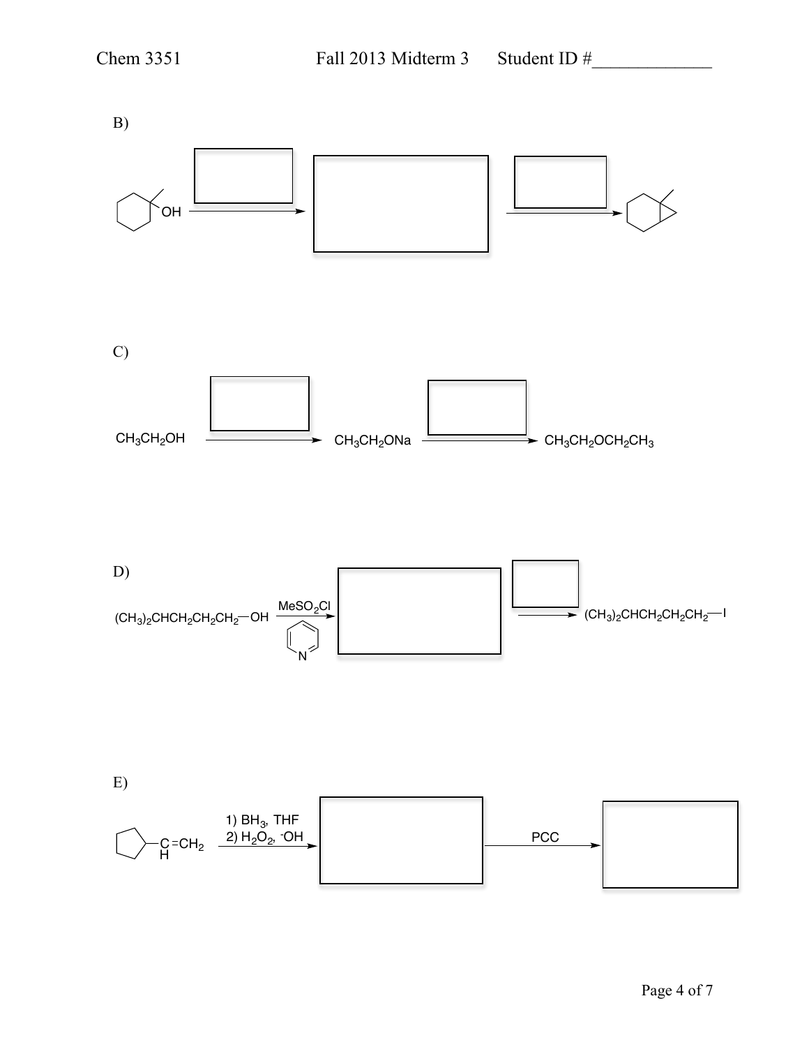B)

(1-methylcyclohexanol, OH) → [ ] → [ ] → [ ] → (1-methylbicyclo[4.1.0]heptane)

C)

$CH_3CH_2OH$ → [ ] → $CH_3CH_2ONa$ → [ ] → $CH_3CH_2OCH_2CH_3$

D)

$(CH_3)_2CHCH_2CH_2CH_2$—OH $\xrightarrow{MeSO_2Cl,\ \text{pyridine}}$ [ ] → [ ] → $(CH_3)_2CHCH_2CH_2CH_2$—I

E)

(cyclopentyl)—$\underset{H}{C}$=$CH_2$ $\xrightarrow{\text{1) } BH_3\text{, THF; 2) } H_2O_2\text{, } ^{-}OH}$ [ ] $\xrightarrow{PCC}$ [ ]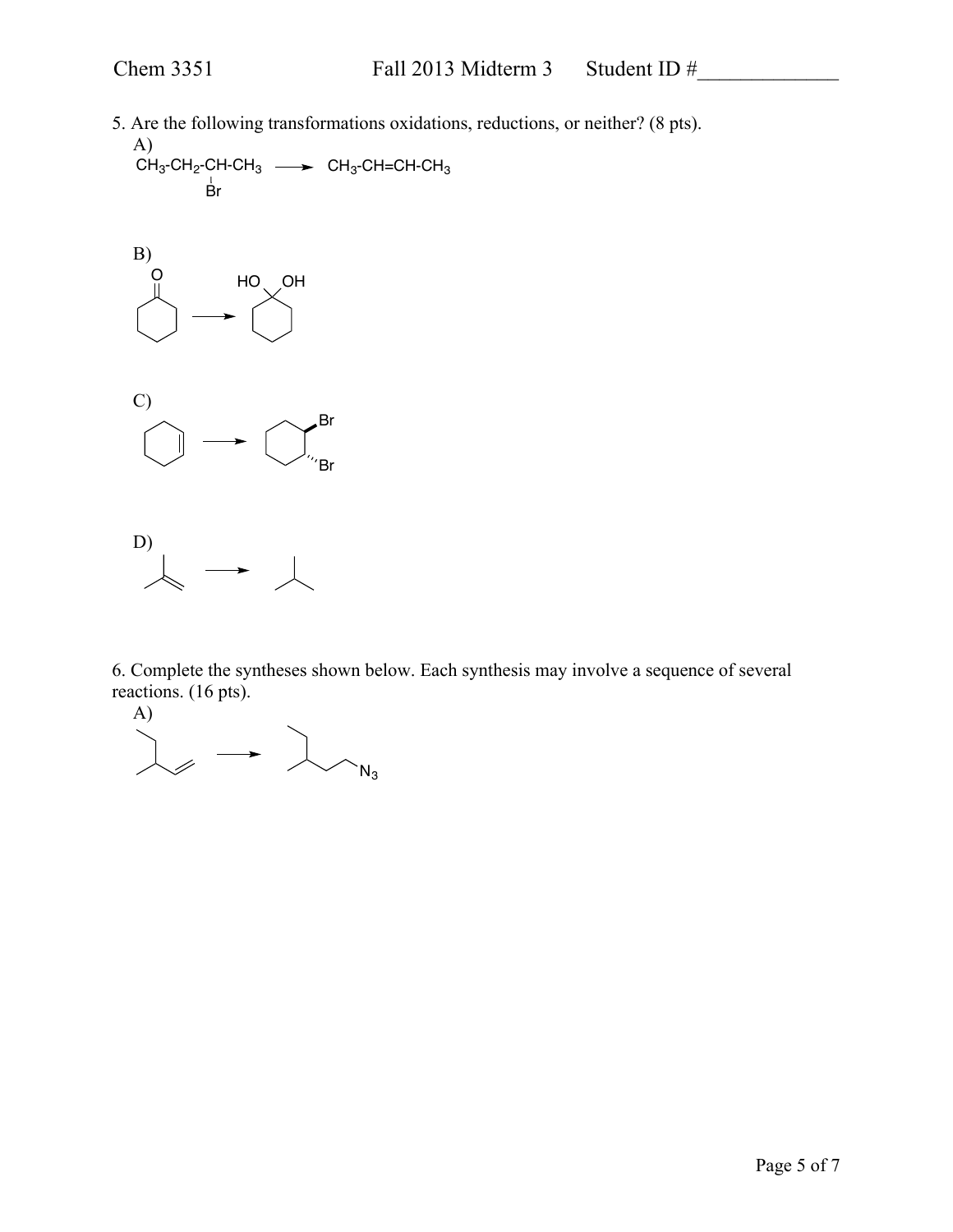5. Are the following transformations oxidations, reductions, or neither? (8 pts).

A)

$CH_3$-$CH_2$-CH-$CH_3$ (Br on C-2) → $CH_3$-CH=CH-$CH_3$

B)

C)

D)

6. Complete the syntheses shown below. Each synthesis may involve a sequence of several reactions. (16 pts).

A)

$N_3$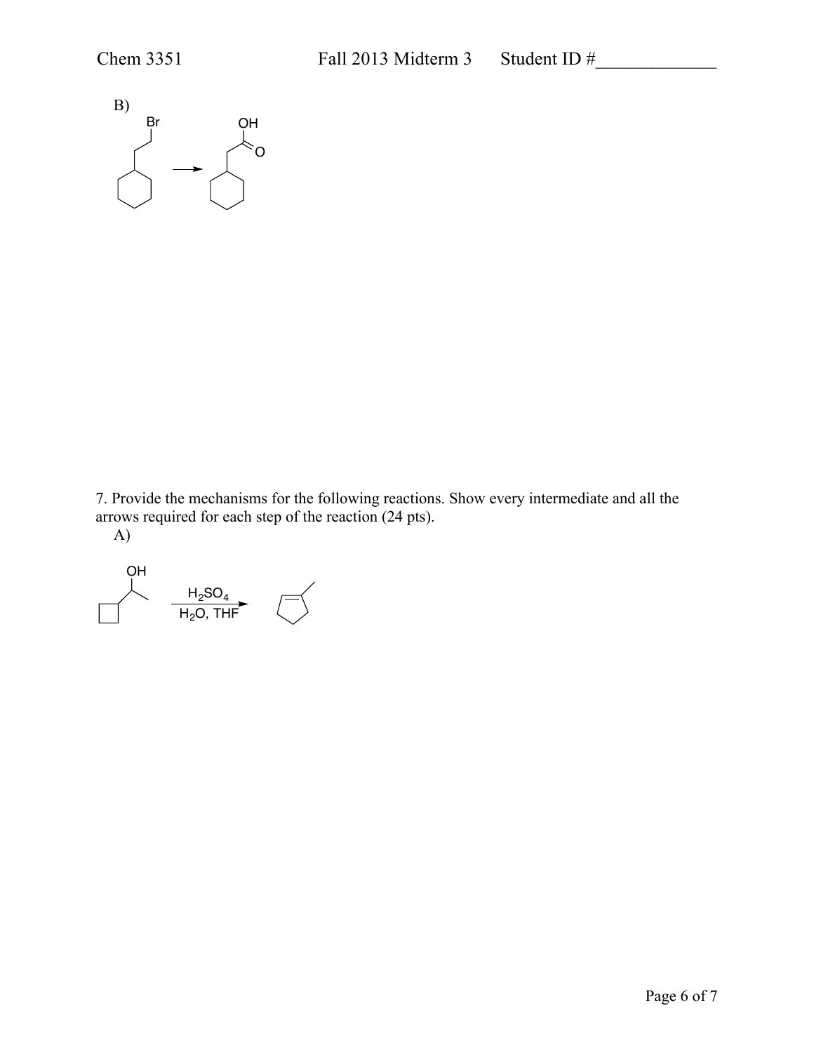B)

Br

OH

O

7. Provide the mechanisms for the following reactions. Show every intermediate and all the arrows required for each step of the reaction (24 pts).

A)

OH

$H_2SO_4$

$H_2O$, THF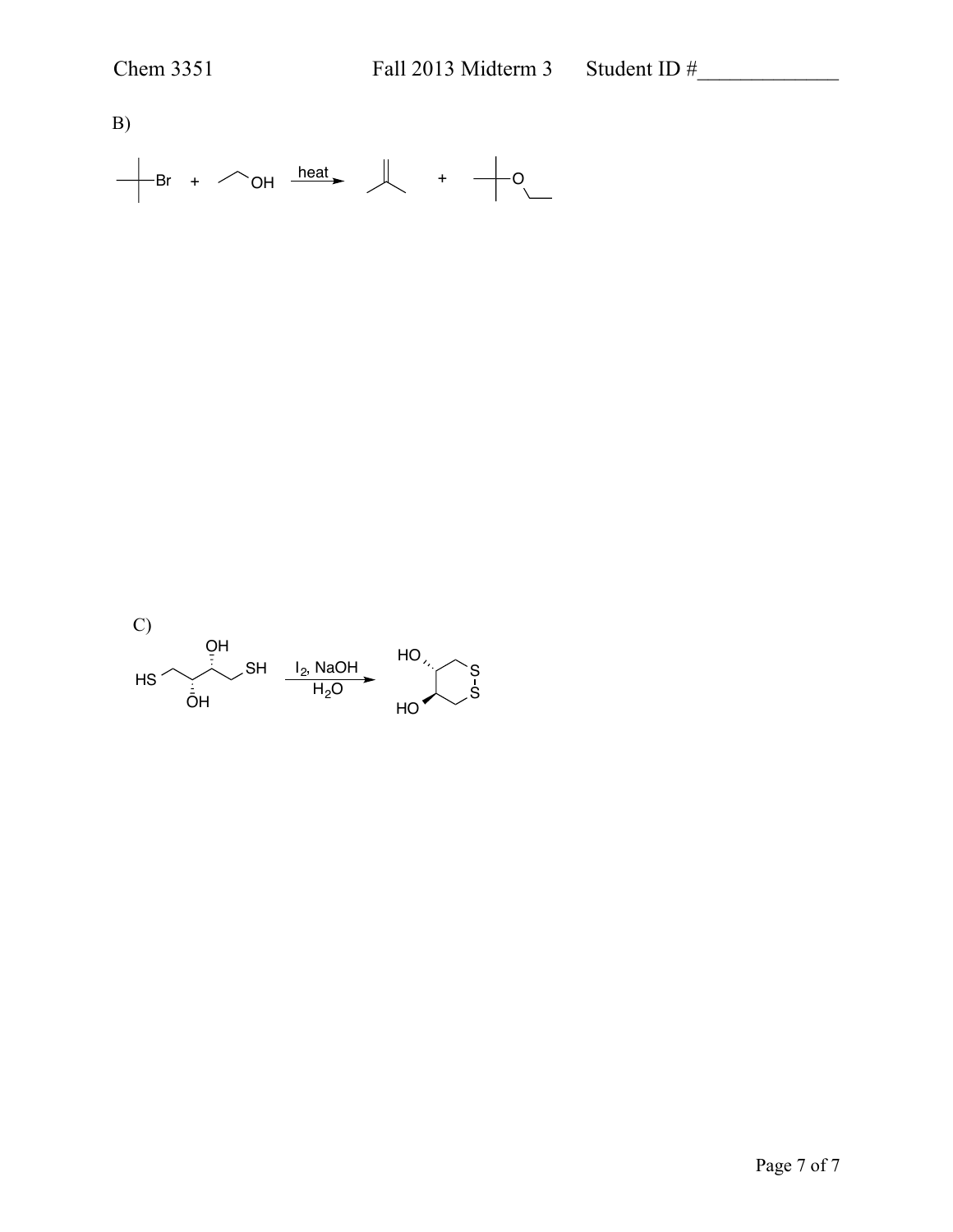B)

Br + OH —heat→ + O

C)

HS, OH, OH, SH —$I_2$, NaOH / $H_2O$→ HO, HO, S, S